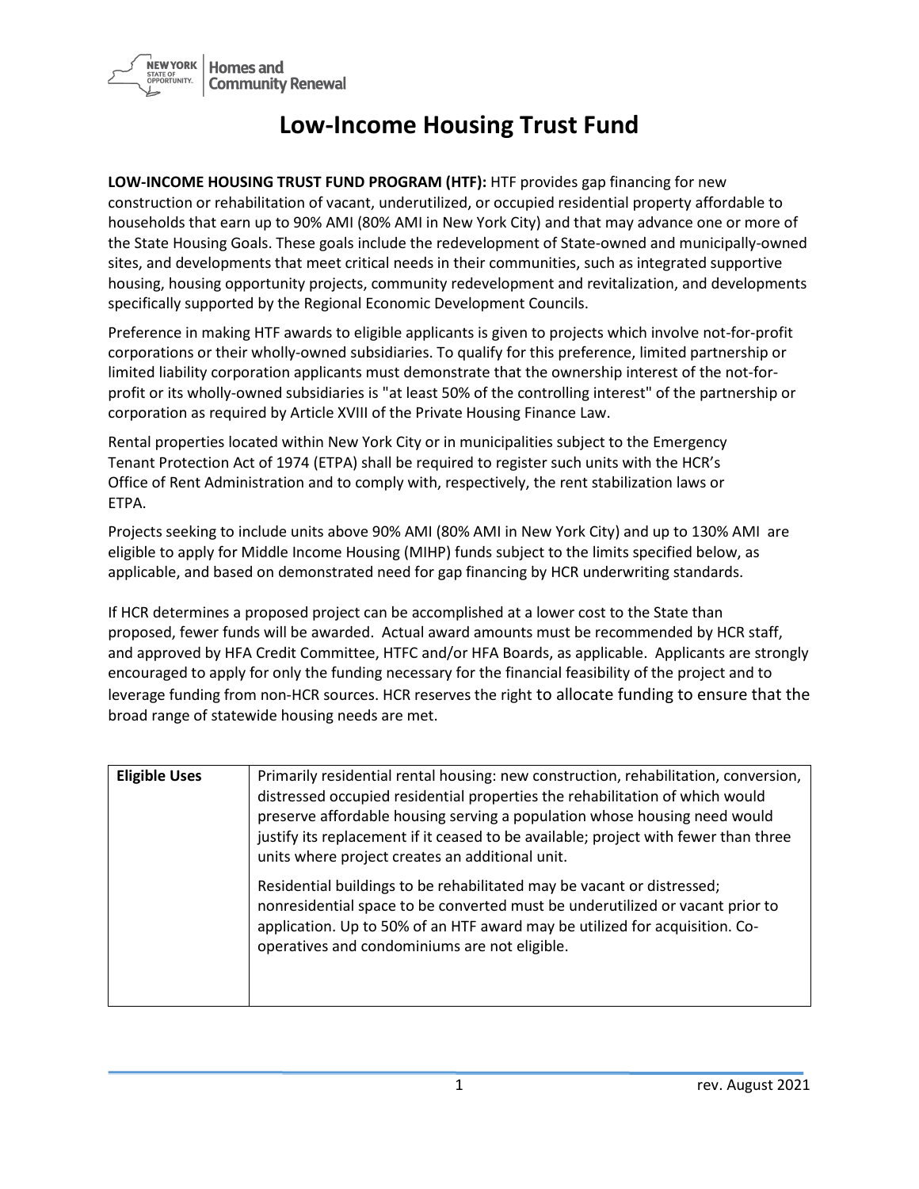# Low-Income Housing Trust Fund

**LOW-INCOME HOUSING TRUST FUND PROGRAM (HTF):** HTF provides gap financing for new construction or rehabilitation of vacant, underutilized, or occupied residential property affordable to households that earn up to 90% AMI (80% AMI in New York City) and that may advance one or more of the State Housing Goals. These goals include the redevelopment of State-owned and municipally-owned sites, and developments that meet critical needs in their communities, such as integrated supportive housing, housing opportunity projects, community redevelopment and revitalization, and developments specifically supported by the Regional Economic Development Councils.

Preference in making HTF awards to eligible applicants is given to projects which involve not-for-profit corporations or their wholly-owned subsidiaries. To qualify for this preference, limited partnership or limited liability corporation applicants must demonstrate that the ownership interest of the not-for-profit or its wholly-owned subsidiaries is "at least 50% of the controlling interest" of the partnership or corporation as required by Article XVIII of the Private Housing Finance Law.

Rental properties located within New York City or in municipalities subject to the Emergency Tenant Protection Act of 1974 (ETPA) shall be required to register such units with the HCR's Office of Rent Administration and to comply with, respectively, the rent stabilization laws or ETPA.

Projects seeking to include units above 90% AMI (80% AMI in New York City) and up to 130% AMI are eligible to apply for Middle Income Housing (MIHP) funds subject to the limits specified below, as applicable, and based on demonstrated need for gap financing by HCR underwriting standards.

If HCR determines a proposed project can be accomplished at a lower cost to the State than proposed, fewer funds will be awarded. Actual award amounts must be recommended by HCR staff, and approved by HFA Credit Committee, HTFC and/or HFA Boards, as applicable. Applicants are strongly encouraged to apply for only the funding necessary for the financial feasibility of the project and to leverage funding from non-HCR sources. HCR reserves the right to allocate funding to ensure that the broad range of statewide housing needs are met.

| **Eligible Uses** | Primarily residential rental housing: new construction, rehabilitation, conversion, distressed occupied residential properties the rehabilitation of which would preserve affordable housing serving a population whose housing need would justify its replacement if it ceased to be available; project with fewer than three units where project creates an additional unit.<br><br>Residential buildings to be rehabilitated may be vacant or distressed; nonresidential space to be converted must be underutilized or vacant prior to application. Up to 50% of an HTF award may be utilized for acquisition. Co-operatives and condominiums are not eligible. |
|---|---|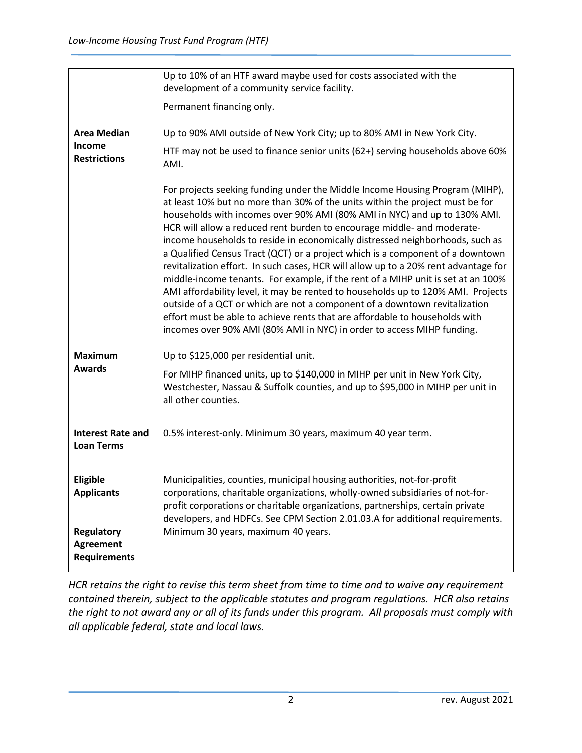| | |
|---|---|
| | Up to 10% of an HTF award maybe used for costs associated with the development of a community service facility.<br><br>Permanent financing only. |
| **Area Median Income Restrictions** | Up to 90% AMI outside of New York City; up to 80% AMI in New York City.<br><br>HTF may not be used to finance senior units (62+) serving households above 60% AMI.<br><br>For projects seeking funding under the Middle Income Housing Program (MIHP), at least 10% but no more than 30% of the units within the project must be for households with incomes over 90% AMI (80% AMI in NYC) and up to 130% AMI. HCR will allow a reduced rent burden to encourage middle- and moderate-income households to reside in economically distressed neighborhoods, such as a Qualified Census Tract (QCT) or a project which is a component of a downtown revitalization effort. In such cases, HCR will allow up to a 20% rent advantage for middle-income tenants. For example, if the rent of a MIHP unit is set at an 100% AMI affordability level, it may be rented to households up to 120% AMI. Projects outside of a QCT or which are not a component of a downtown revitalization effort must be able to achieve rents that are affordable to households with incomes over 90% AMI (80% AMI in NYC) in order to access MIHP funding. |
| **Maximum Awards** | Up to $125,000 per residential unit.<br><br>For MIHP financed units, up to $140,000 in MIHP per unit in New York City, Westchester, Nassau & Suffolk counties, and up to $95,000 in MIHP per unit in all other counties. |
| **Interest Rate and Loan Terms** | 0.5% interest-only. Minimum 30 years, maximum 40 year term. |
| **Eligible Applicants** | Municipalities, counties, municipal housing authorities, not-for-profit corporations, charitable organizations, wholly-owned subsidiaries of not-for-profit corporations or charitable organizations, partnerships, certain private developers, and HDFCs. See CPM Section 2.01.03.A for additional requirements. |
| **Regulatory Agreement Requirements** | Minimum 30 years, maximum 40 years. |

*HCR retains the right to revise this term sheet from time to time and to waive any requirement contained therein, subject to the applicable statutes and program regulations. HCR also retains the right to not award any or all of its funds under this program. All proposals must comply with all applicable federal, state and local laws.*